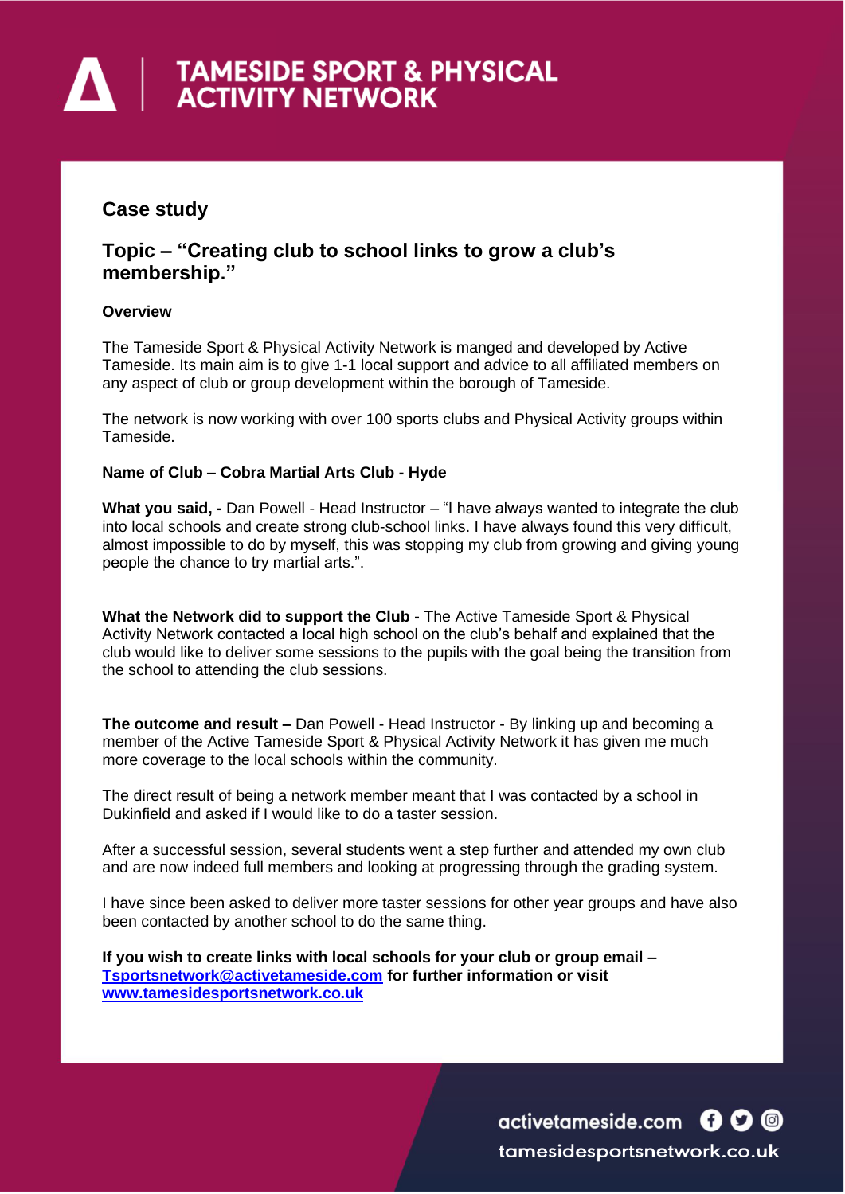# TAMESIDE SPORT & PHYSICAL ACTIVITY NETWORK

## Case study

## Topic – "Creating club to school links to grow a club's membership."

**Overview**

The Tameside Sport & Physical Activity Network is manged and developed by Active Tameside. Its main aim is to give 1-1 local support and advice to all affiliated members on any aspect of club or group development within the borough of Tameside.

The network is now working with over 100 sports clubs and Physical Activity groups within Tameside.

**Name of Club – Cobra Martial Arts Club - Hyde**

**What you said, -** Dan Powell - Head Instructor – "I have always wanted to integrate the club into local schools and create strong club-school links. I have always found this very difficult, almost impossible to do by myself, this was stopping my club from growing and giving young people the chance to try martial arts.".

**What the Network did to support the Club -** The Active Tameside Sport & Physical Activity Network contacted a local high school on the club's behalf and explained that the club would like to deliver some sessions to the pupils with the goal being the transition from the school to attending the club sessions.

**The outcome and result –** Dan Powell - Head Instructor - By linking up and becoming a member of the Active Tameside Sport & Physical Activity Network it has given me much more coverage to the local schools within the community.

The direct result of being a network member meant that I was contacted by a school in Dukinfield and asked if I would like to do a taster session.

After a successful session, several students went a step further and attended my own club and are now indeed full members and looking at progressing through the grading system.

I have since been asked to deliver more taster sessions for other year groups and have also been contacted by another school to do the same thing.

**If you wish to create links with local schools for your club or group email – [Tsportsnetwork@activetameside.com](mailto:Tsportsnetwork@activetameside.com) for further information or visit [www.tamesidesportsnetwork.co.uk](http://www.tamesidesportsnetwork.co.uk)**

activetameside.com

tamesidesportsnetwork.co.uk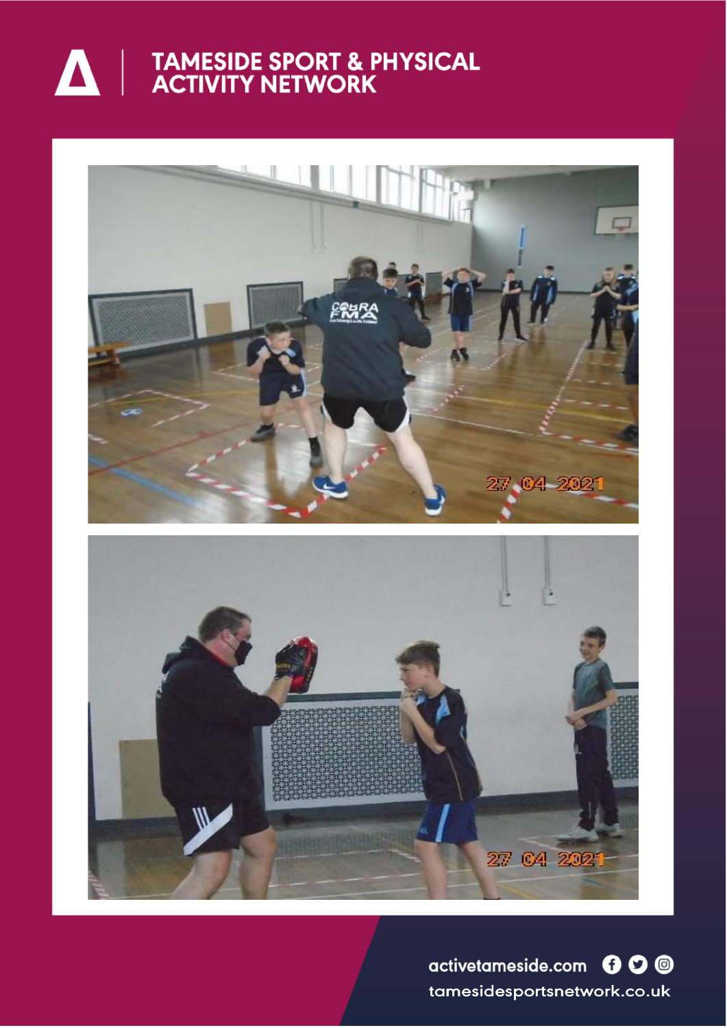# TAMESIDE SPORT & PHYSICAL ACTIVITY NETWORK

activetameside.com

tamesidesportsnetwork.co.uk